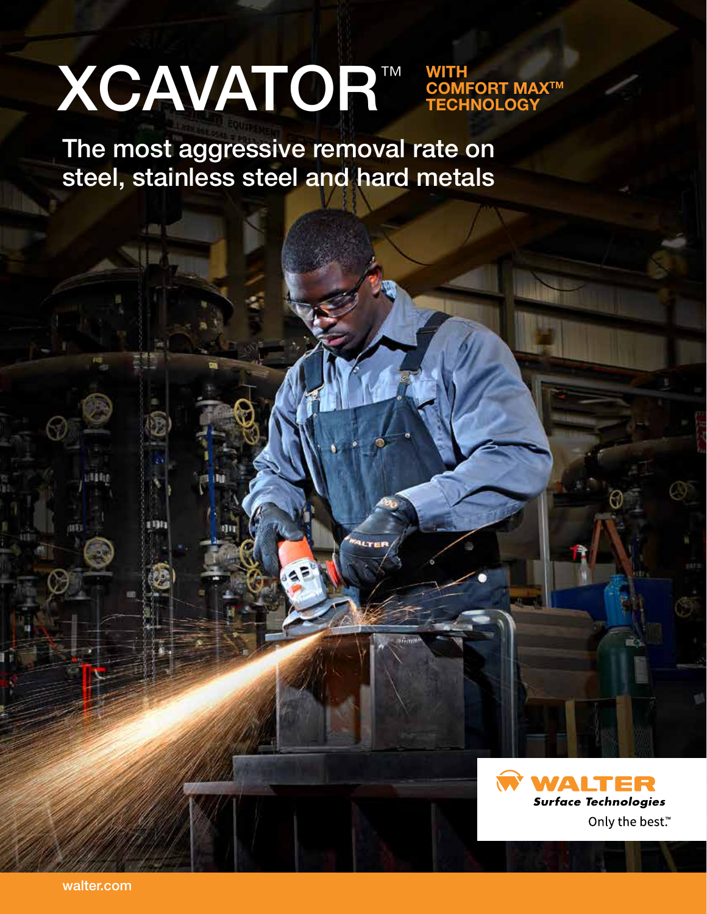# XCAVATOR™ WITH COMFORT MAX™ TECHNOLOGY

## The most aggressive removal rate on steel, stainless steel and hard metals

**WALTER**
*Surface Technologies*
Only the best.™

walter.com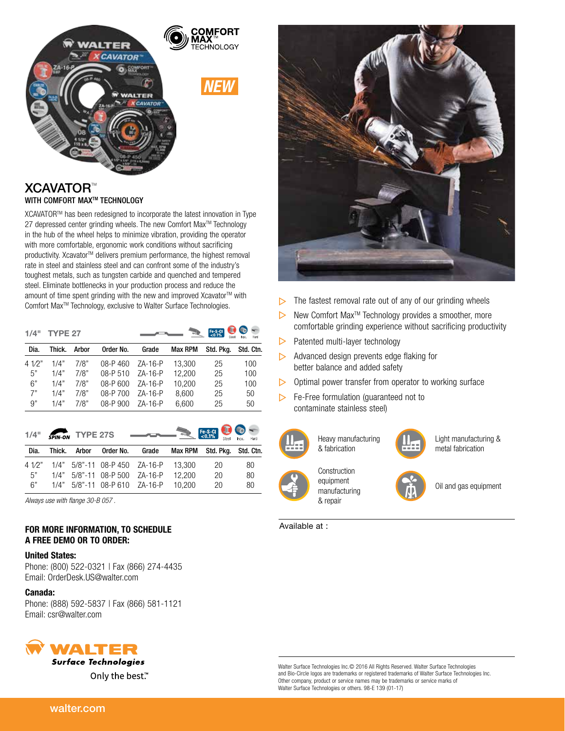COMFORT MAX™ TECHNOLOGY

NEW

# XCAVATOR™

## WITH COMFORT MAX™ TECHNOLOGY

XCAVATOR™ has been redesigned to incorporate the latest innovation in Type 27 depressed center grinding wheels. The new Comfort Max™ Technology in the hub of the wheel helps to minimize vibration, providing the operator with more comfortable, ergonomic work conditions without sacrificing productivity. Xcavator™ delivers premium performance, the highest removal rate in steel and stainless steel and can confront some of the industry's toughest metals, such as tungsten carbide and quenched and tempered steel. Eliminate bottlenecks in your production process and reduce the amount of time spent grinding with the new and improved Xcavator™ with Comfort Max™ Technology, exclusive to Walter Surface Technologies.

**1/4" TYPE 27**

Fe-S-Cl <0.1% | Steel | Inox. | Hard

| Dia. | Thick. | Arbor | Order No. | Grade | Max RPM | Std. Pkg. | Std. Ctn. |
|---|---|---|---|---|---|---|---|
| 4 1⁄2" | 1/4" | 7/8" | 08-P 460 | ZA-16-P | 13,300 | 25 | 100 |
| 5" | 1/4" | 7/8" | 08-P 510 | ZA-16-P | 12,200 | 25 | 100 |
| 6" | 1/4" | 7/8" | 08-P 600 | ZA-16-P | 10,200 | 25 | 100 |
| 7" | 1/4" | 7/8" | 08-P 700 | ZA-16-P | 8,600 | 25 | 50 |
| 9" | 1/4" | 7/8" | 08-P 900 | ZA-16-P | 6,600 | 25 | 50 |

**1/4" SPIN-ON TYPE 27S**

Fe-S-Cl <0.1% | Steel | Inox. | Hard

| Dia. | Thick. | Arbor | Order No. | Grade | Max RPM | Std. Pkg. | Std. Ctn. |
|---|---|---|---|---|---|---|---|
| 4 1⁄2" | 1/4" | 5/8"-11 | 08-P 450 | ZA-16-P | 13,300 | 20 | 80 |
| 5" | 1/4" | 5/8"-11 | 08-P 500 | ZA-16-P | 12,200 | 20 | 80 |
| 6" | 1/4" | 5/8"-11 | 08-P 610 | ZA-16-P | 10,200 | 20 | 80 |

*Always use with flange 30-B 057 .*

- The fastest removal rate out of any of our grinding wheels
- New Comfort Max™ Technology provides a smoother, more comfortable grinding experience without sacrificing productivity
- Patented multi-layer technology
- Advanced design prevents edge flaking for better balance and added safety
- Optimal power transfer from operator to working surface
- Fe-Free formulation (guaranteed not to contaminate stainless steel)

Heavy manufacturing & fabrication

Light manufacturing & metal fabrication

Construction equipment manufacturing & repair

Oil and gas equipment

Available at :

### FOR MORE INFORMATION, TO SCHEDULE A FREE DEMO OR TO ORDER:

**United States:**
Phone: (800) 522-0321 | Fax (866) 274-4435
Email: OrderDesk.US@walter.com

**Canada:**
Phone: (888) 592-5837 | Fax (866) 581-1121
Email: csr@walter.com

WALTER Surface Technologies
Only the best.™

Walter Surface Technologies Inc.© 2016 All Rights Reserved. Walter Surface Technologies and Bio-Circle logos are trademarks or registered trademarks of Walter Surface Technologies Inc. Other company, product or service names may be trademarks or service marks of Walter Surface Technologies or others. 98-E 139 (01-17)

walter.com